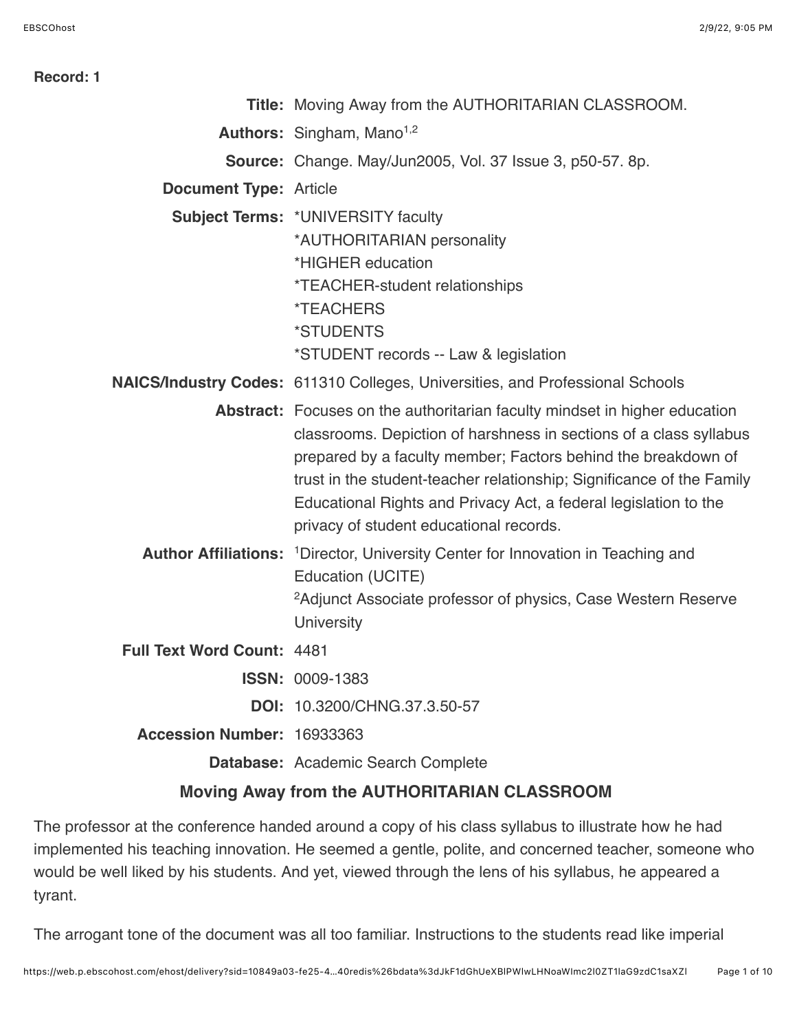**Record: 1**

**Title:** Moving Away from the AUTHORITARIAN CLASSROOM.

**Authors:** Singham, Mano[1,2]

**Source:** Change. May/Jun2005, Vol. 37 Issue 3, p50-57. 8p.

**Document Type:** Article

**Subject Terms:** *UNIVERSITY faculty
*AUTHORITARIAN personality
*HIGHER education
*TEACHER-student relationships
*TEACHERS
*STUDENTS
*STUDENT records -- Law & legislation

**NAICS/Industry Codes:** 611310 Colleges, Universities, and Professional Schools

**Abstract:** Focuses on the authoritarian faculty mindset in higher education classrooms. Depiction of harshness in sections of a class syllabus prepared by a faculty member; Factors behind the breakdown of trust in the student-teacher relationship; Significance of the Family Educational Rights and Privacy Act, a federal legislation to the privacy of student educational records.

**Author Affiliations:** [1]Director, University Center for Innovation in Teaching and Education (UCITE)
[2]Adjunct Associate professor of physics, Case Western Reserve University

**Full Text Word Count:** 4481

**ISSN:** 0009-1383

**DOI:** 10.3200/CHNG.37.3.50-57

**Accession Number:** 16933363

**Database:** Academic Search Complete

## Moving Away from the AUTHORITARIAN CLASSROOM

The professor at the conference handed around a copy of his class syllabus to illustrate how he had implemented his teaching innovation. He seemed a gentle, polite, and concerned teacher, someone who would be well liked by his students. And yet, viewed through the lens of his syllabus, he appeared a tyrant.

The arrogant tone of the document was all too familiar. Instructions to the students read like imperial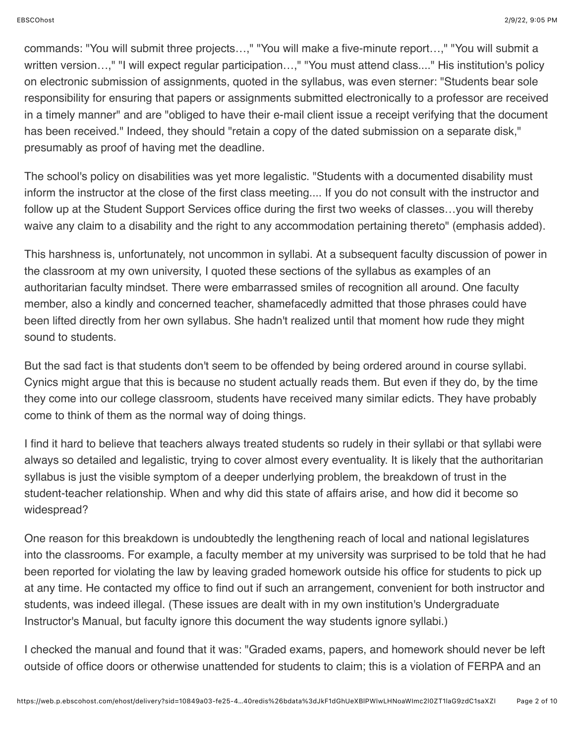commands: "You will submit three projects…," "You will make a five-minute report…," "You will submit a written version…," "I will expect regular participation…," "You must attend class...." His institution's policy on electronic submission of assignments, quoted in the syllabus, was even sterner: "Students bear sole responsibility for ensuring that papers or assignments submitted electronically to a professor are received in a timely manner" and are "obliged to have their e-mail client issue a receipt verifying that the document has been received." Indeed, they should "retain a copy of the dated submission on a separate disk," presumably as proof of having met the deadline.

The school's policy on disabilities was yet more legalistic. "Students with a documented disability must inform the instructor at the close of the first class meeting.... If you do not consult with the instructor and follow up at the Student Support Services office during the first two weeks of classes…you will thereby waive any claim to a disability and the right to any accommodation pertaining thereto" (emphasis added).

This harshness is, unfortunately, not uncommon in syllabi. At a subsequent faculty discussion of power in the classroom at my own university, I quoted these sections of the syllabus as examples of an authoritarian faculty mindset. There were embarrassed smiles of recognition all around. One faculty member, also a kindly and concerned teacher, shamefacedly admitted that those phrases could have been lifted directly from her own syllabus. She hadn't realized until that moment how rude they might sound to students.

But the sad fact is that students don't seem to be offended by being ordered around in course syllabi. Cynics might argue that this is because no student actually reads them. But even if they do, by the time they come into our college classroom, students have received many similar edicts. They have probably come to think of them as the normal way of doing things.

I find it hard to believe that teachers always treated students so rudely in their syllabi or that syllabi were always so detailed and legalistic, trying to cover almost every eventuality. It is likely that the authoritarian syllabus is just the visible symptom of a deeper underlying problem, the breakdown of trust in the student-teacher relationship. When and why did this state of affairs arise, and how did it become so widespread?

One reason for this breakdown is undoubtedly the lengthening reach of local and national legislatures into the classrooms. For example, a faculty member at my university was surprised to be told that he had been reported for violating the law by leaving graded homework outside his office for students to pick up at any time. He contacted my office to find out if such an arrangement, convenient for both instructor and students, was indeed illegal. (These issues are dealt with in my own institution's Undergraduate Instructor's Manual, but faculty ignore this document the way students ignore syllabi.)

I checked the manual and found that it was: "Graded exams, papers, and homework should never be left outside of office doors or otherwise unattended for students to claim; this is a violation of FERPA and an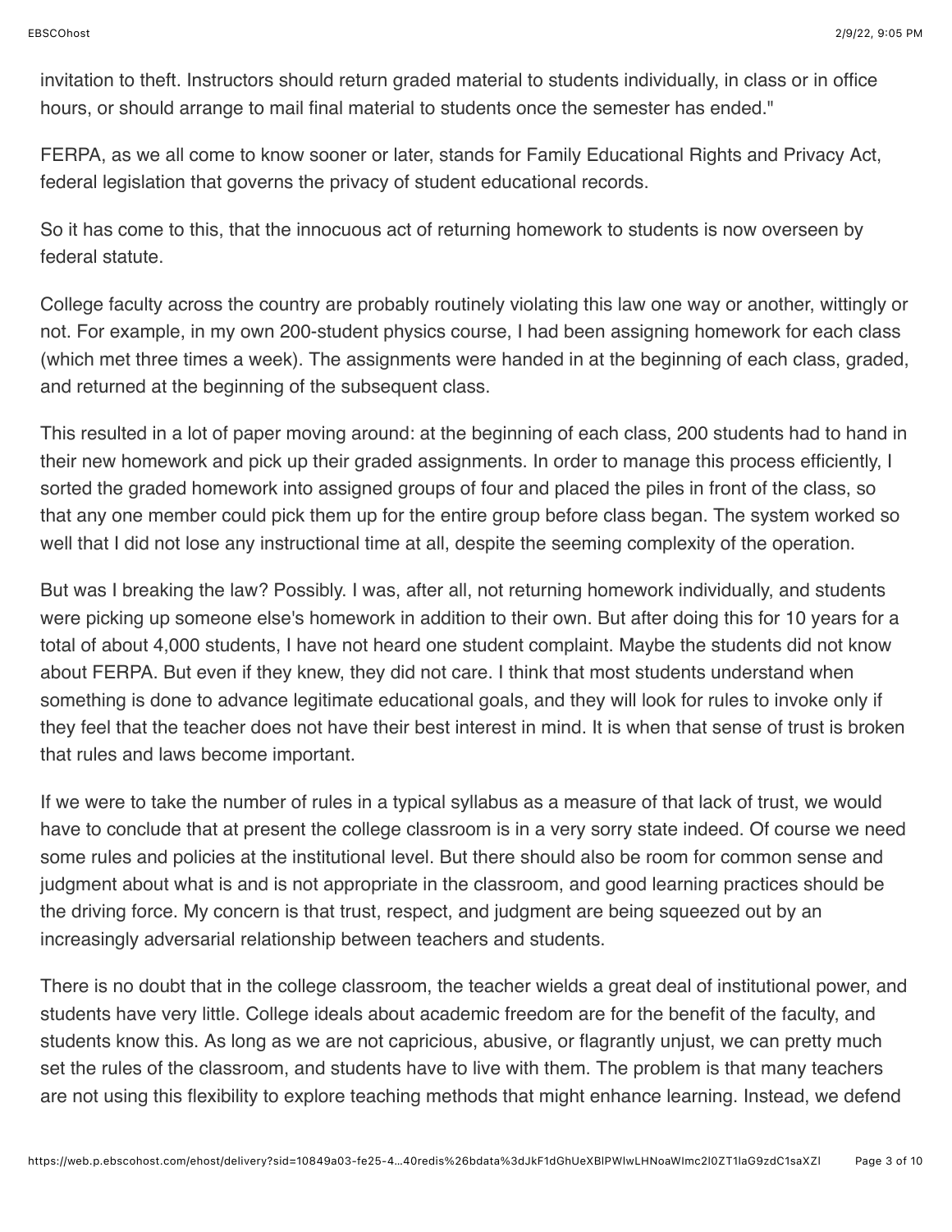invitation to theft. Instructors should return graded material to students individually, in class or in office hours, or should arrange to mail final material to students once the semester has ended."

FERPA, as we all come to know sooner or later, stands for Family Educational Rights and Privacy Act, federal legislation that governs the privacy of student educational records.

So it has come to this, that the innocuous act of returning homework to students is now overseen by federal statute.

College faculty across the country are probably routinely violating this law one way or another, wittingly or not. For example, in my own 200-student physics course, I had been assigning homework for each class (which met three times a week). The assignments were handed in at the beginning of each class, graded, and returned at the beginning of the subsequent class.

This resulted in a lot of paper moving around: at the beginning of each class, 200 students had to hand in their new homework and pick up their graded assignments. In order to manage this process efficiently, I sorted the graded homework into assigned groups of four and placed the piles in front of the class, so that any one member could pick them up for the entire group before class began. The system worked so well that I did not lose any instructional time at all, despite the seeming complexity of the operation.

But was I breaking the law? Possibly. I was, after all, not returning homework individually, and students were picking up someone else's homework in addition to their own. But after doing this for 10 years for a total of about 4,000 students, I have not heard one student complaint. Maybe the students did not know about FERPA. But even if they knew, they did not care. I think that most students understand when something is done to advance legitimate educational goals, and they will look for rules to invoke only if they feel that the teacher does not have their best interest in mind. It is when that sense of trust is broken that rules and laws become important.

If we were to take the number of rules in a typical syllabus as a measure of that lack of trust, we would have to conclude that at present the college classroom is in a very sorry state indeed. Of course we need some rules and policies at the institutional level. But there should also be room for common sense and judgment about what is and is not appropriate in the classroom, and good learning practices should be the driving force. My concern is that trust, respect, and judgment are being squeezed out by an increasingly adversarial relationship between teachers and students.

There is no doubt that in the college classroom, the teacher wields a great deal of institutional power, and students have very little. College ideals about academic freedom are for the benefit of the faculty, and students know this. As long as we are not capricious, abusive, or flagrantly unjust, we can pretty much set the rules of the classroom, and students have to live with them. The problem is that many teachers are not using this flexibility to explore teaching methods that might enhance learning. Instead, we defend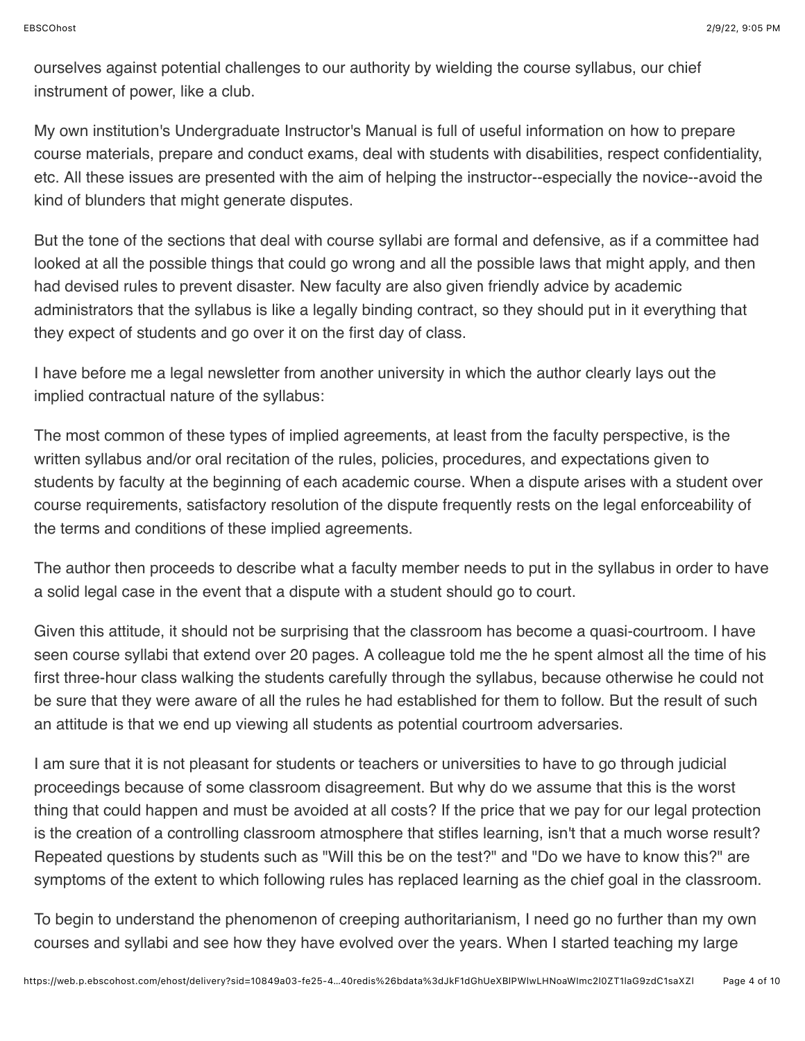ourselves against potential challenges to our authority by wielding the course syllabus, our chief instrument of power, like a club.

My own institution's Undergraduate Instructor's Manual is full of useful information on how to prepare course materials, prepare and conduct exams, deal with students with disabilities, respect confidentiality, etc. All these issues are presented with the aim of helping the instructor--especially the novice--avoid the kind of blunders that might generate disputes.

But the tone of the sections that deal with course syllabi are formal and defensive, as if a committee had looked at all the possible things that could go wrong and all the possible laws that might apply, and then had devised rules to prevent disaster. New faculty are also given friendly advice by academic administrators that the syllabus is like a legally binding contract, so they should put in it everything that they expect of students and go over it on the first day of class.

I have before me a legal newsletter from another university in which the author clearly lays out the implied contractual nature of the syllabus:

The most common of these types of implied agreements, at least from the faculty perspective, is the written syllabus and/or oral recitation of the rules, policies, procedures, and expectations given to students by faculty at the beginning of each academic course. When a dispute arises with a student over course requirements, satisfactory resolution of the dispute frequently rests on the legal enforceability of the terms and conditions of these implied agreements.

The author then proceeds to describe what a faculty member needs to put in the syllabus in order to have a solid legal case in the event that a dispute with a student should go to court.

Given this attitude, it should not be surprising that the classroom has become a quasi-courtroom. I have seen course syllabi that extend over 20 pages. A colleague told me the he spent almost all the time of his first three-hour class walking the students carefully through the syllabus, because otherwise he could not be sure that they were aware of all the rules he had established for them to follow. But the result of such an attitude is that we end up viewing all students as potential courtroom adversaries.

I am sure that it is not pleasant for students or teachers or universities to have to go through judicial proceedings because of some classroom disagreement. But why do we assume that this is the worst thing that could happen and must be avoided at all costs? If the price that we pay for our legal protection is the creation of a controlling classroom atmosphere that stifles learning, isn't that a much worse result? Repeated questions by students such as "Will this be on the test?" and "Do we have to know this?" are symptoms of the extent to which following rules has replaced learning as the chief goal in the classroom.

To begin to understand the phenomenon of creeping authoritarianism, I need go no further than my own courses and syllabi and see how they have evolved over the years. When I started teaching my large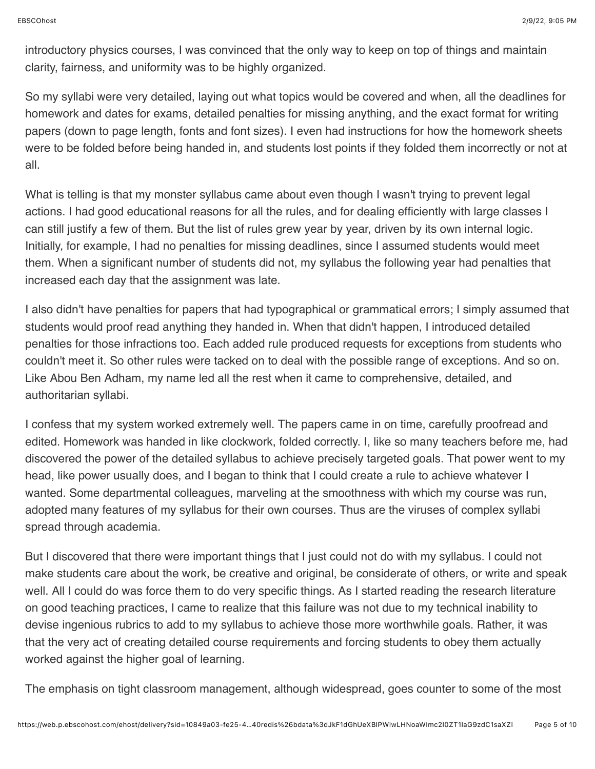introductory physics courses, I was convinced that the only way to keep on top of things and maintain clarity, fairness, and uniformity was to be highly organized.

So my syllabi were very detailed, laying out what topics would be covered and when, all the deadlines for homework and dates for exams, detailed penalties for missing anything, and the exact format for writing papers (down to page length, fonts and font sizes). I even had instructions for how the homework sheets were to be folded before being handed in, and students lost points if they folded them incorrectly or not at all.

What is telling is that my monster syllabus came about even though I wasn't trying to prevent legal actions. I had good educational reasons for all the rules, and for dealing efficiently with large classes I can still justify a few of them. But the list of rules grew year by year, driven by its own internal logic. Initially, for example, I had no penalties for missing deadlines, since I assumed students would meet them. When a significant number of students did not, my syllabus the following year had penalties that increased each day that the assignment was late.

I also didn't have penalties for papers that had typographical or grammatical errors; I simply assumed that students would proof read anything they handed in. When that didn't happen, I introduced detailed penalties for those infractions too. Each added rule produced requests for exceptions from students who couldn't meet it. So other rules were tacked on to deal with the possible range of exceptions. And so on. Like Abou Ben Adham, my name led all the rest when it came to comprehensive, detailed, and authoritarian syllabi.

I confess that my system worked extremely well. The papers came in on time, carefully proofread and edited. Homework was handed in like clockwork, folded correctly. I, like so many teachers before me, had discovered the power of the detailed syllabus to achieve precisely targeted goals. That power went to my head, like power usually does, and I began to think that I could create a rule to achieve whatever I wanted. Some departmental colleagues, marveling at the smoothness with which my course was run, adopted many features of my syllabus for their own courses. Thus are the viruses of complex syllabi spread through academia.

But I discovered that there were important things that I just could not do with my syllabus. I could not make students care about the work, be creative and original, be considerate of others, or write and speak well. All I could do was force them to do very specific things. As I started reading the research literature on good teaching practices, I came to realize that this failure was not due to my technical inability to devise ingenious rubrics to add to my syllabus to achieve those more worthwhile goals. Rather, it was that the very act of creating detailed course requirements and forcing students to obey them actually worked against the higher goal of learning.

The emphasis on tight classroom management, although widespread, goes counter to some of the most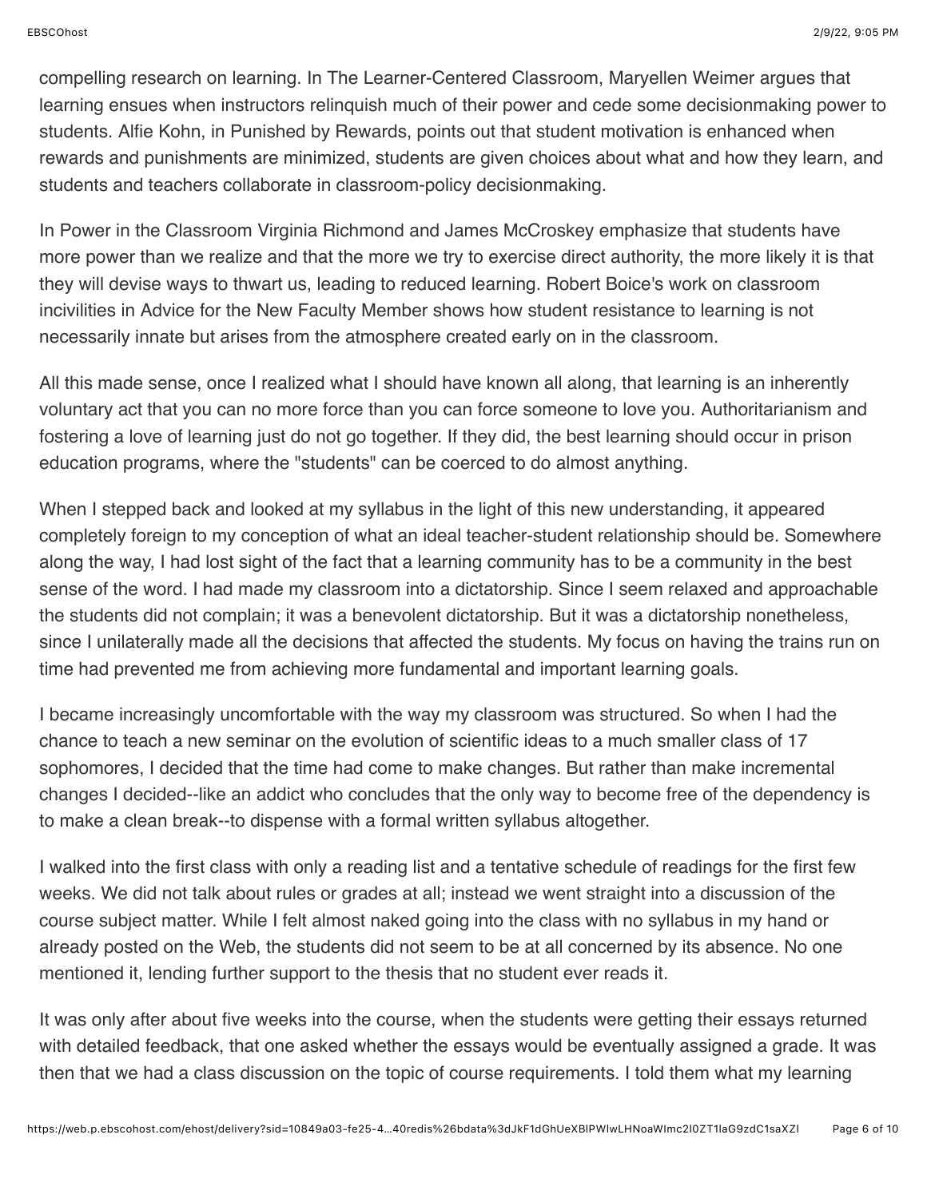compelling research on learning. In The Learner-Centered Classroom, Maryellen Weimer argues that learning ensues when instructors relinquish much of their power and cede some decisionmaking power to students. Alfie Kohn, in Punished by Rewards, points out that student motivation is enhanced when rewards and punishments are minimized, students are given choices about what and how they learn, and students and teachers collaborate in classroom-policy decisionmaking.

In Power in the Classroom Virginia Richmond and James McCroskey emphasize that students have more power than we realize and that the more we try to exercise direct authority, the more likely it is that they will devise ways to thwart us, leading to reduced learning. Robert Boice's work on classroom incivilities in Advice for the New Faculty Member shows how student resistance to learning is not necessarily innate but arises from the atmosphere created early on in the classroom.

All this made sense, once I realized what I should have known all along, that learning is an inherently voluntary act that you can no more force than you can force someone to love you. Authoritarianism and fostering a love of learning just do not go together. If they did, the best learning should occur in prison education programs, where the "students" can be coerced to do almost anything.

When I stepped back and looked at my syllabus in the light of this new understanding, it appeared completely foreign to my conception of what an ideal teacher-student relationship should be. Somewhere along the way, I had lost sight of the fact that a learning community has to be a community in the best sense of the word. I had made my classroom into a dictatorship. Since I seem relaxed and approachable the students did not complain; it was a benevolent dictatorship. But it was a dictatorship nonetheless, since I unilaterally made all the decisions that affected the students. My focus on having the trains run on time had prevented me from achieving more fundamental and important learning goals.

I became increasingly uncomfortable with the way my classroom was structured. So when I had the chance to teach a new seminar on the evolution of scientific ideas to a much smaller class of 17 sophomores, I decided that the time had come to make changes. But rather than make incremental changes I decided--like an addict who concludes that the only way to become free of the dependency is to make a clean break--to dispense with a formal written syllabus altogether.

I walked into the first class with only a reading list and a tentative schedule of readings for the first few weeks. We did not talk about rules or grades at all; instead we went straight into a discussion of the course subject matter. While I felt almost naked going into the class with no syllabus in my hand or already posted on the Web, the students did not seem to be at all concerned by its absence. No one mentioned it, lending further support to the thesis that no student ever reads it.

It was only after about five weeks into the course, when the students were getting their essays returned with detailed feedback, that one asked whether the essays would be eventually assigned a grade. It was then that we had a class discussion on the topic of course requirements. I told them what my learning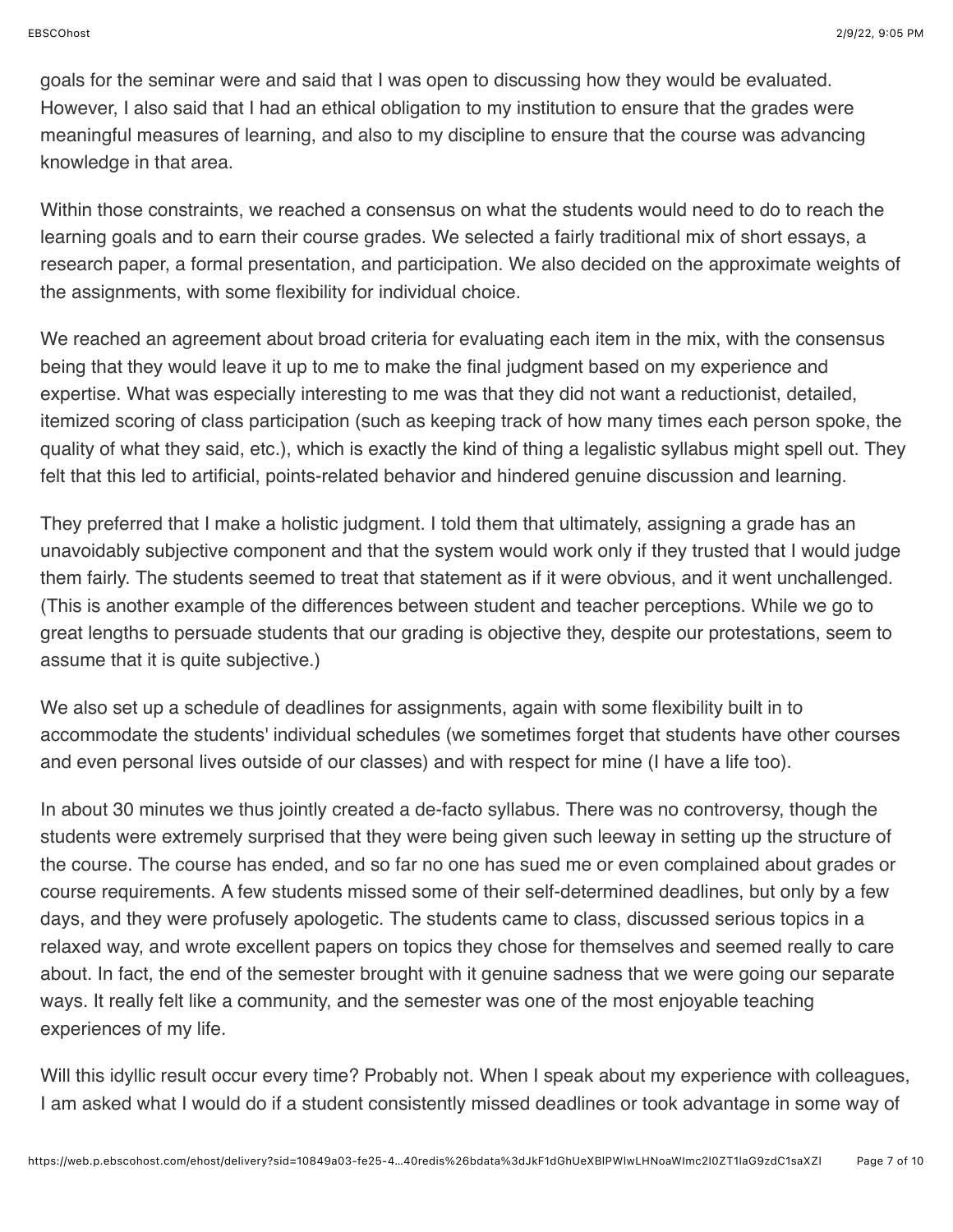goals for the seminar were and said that I was open to discussing how they would be evaluated. However, I also said that I had an ethical obligation to my institution to ensure that the grades were meaningful measures of learning, and also to my discipline to ensure that the course was advancing knowledge in that area.

Within those constraints, we reached a consensus on what the students would need to do to reach the learning goals and to earn their course grades. We selected a fairly traditional mix of short essays, a research paper, a formal presentation, and participation. We also decided on the approximate weights of the assignments, with some flexibility for individual choice.

We reached an agreement about broad criteria for evaluating each item in the mix, with the consensus being that they would leave it up to me to make the final judgment based on my experience and expertise. What was especially interesting to me was that they did not want a reductionist, detailed, itemized scoring of class participation (such as keeping track of how many times each person spoke, the quality of what they said, etc.), which is exactly the kind of thing a legalistic syllabus might spell out. They felt that this led to artificial, points-related behavior and hindered genuine discussion and learning.

They preferred that I make a holistic judgment. I told them that ultimately, assigning a grade has an unavoidably subjective component and that the system would work only if they trusted that I would judge them fairly. The students seemed to treat that statement as if it were obvious, and it went unchallenged. (This is another example of the differences between student and teacher perceptions. While we go to great lengths to persuade students that our grading is objective they, despite our protestations, seem to assume that it is quite subjective.)

We also set up a schedule of deadlines for assignments, again with some flexibility built in to accommodate the students' individual schedules (we sometimes forget that students have other courses and even personal lives outside of our classes) and with respect for mine (I have a life too).

In about 30 minutes we thus jointly created a de-facto syllabus. There was no controversy, though the students were extremely surprised that they were being given such leeway in setting up the structure of the course. The course has ended, and so far no one has sued me or even complained about grades or course requirements. A few students missed some of their self-determined deadlines, but only by a few days, and they were profusely apologetic. The students came to class, discussed serious topics in a relaxed way, and wrote excellent papers on topics they chose for themselves and seemed really to care about. In fact, the end of the semester brought with it genuine sadness that we were going our separate ways. It really felt like a community, and the semester was one of the most enjoyable teaching experiences of my life.

Will this idyllic result occur every time? Probably not. When I speak about my experience with colleagues, I am asked what I would do if a student consistently missed deadlines or took advantage in some way of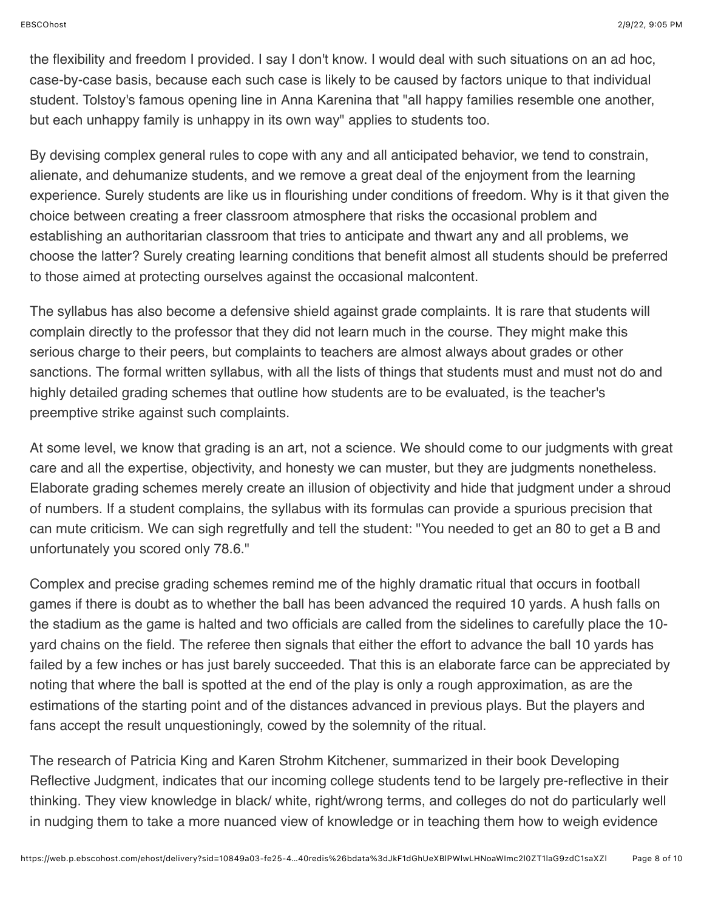the flexibility and freedom I provided. I say I don't know. I would deal with such situations on an ad hoc, case-by-case basis, because each such case is likely to be caused by factors unique to that individual student. Tolstoy's famous opening line in Anna Karenina that "all happy families resemble one another, but each unhappy family is unhappy in its own way" applies to students too.

By devising complex general rules to cope with any and all anticipated behavior, we tend to constrain, alienate, and dehumanize students, and we remove a great deal of the enjoyment from the learning experience. Surely students are like us in flourishing under conditions of freedom. Why is it that given the choice between creating a freer classroom atmosphere that risks the occasional problem and establishing an authoritarian classroom that tries to anticipate and thwart any and all problems, we choose the latter? Surely creating learning conditions that benefit almost all students should be preferred to those aimed at protecting ourselves against the occasional malcontent.

The syllabus has also become a defensive shield against grade complaints. It is rare that students will complain directly to the professor that they did not learn much in the course. They might make this serious charge to their peers, but complaints to teachers are almost always about grades or other sanctions. The formal written syllabus, with all the lists of things that students must and must not do and highly detailed grading schemes that outline how students are to be evaluated, is the teacher's preemptive strike against such complaints.

At some level, we know that grading is an art, not a science. We should come to our judgments with great care and all the expertise, objectivity, and honesty we can muster, but they are judgments nonetheless. Elaborate grading schemes merely create an illusion of objectivity and hide that judgment under a shroud of numbers. If a student complains, the syllabus with its formulas can provide a spurious precision that can mute criticism. We can sigh regretfully and tell the student: "You needed to get an 80 to get a B and unfortunately you scored only 78.6."

Complex and precise grading schemes remind me of the highly dramatic ritual that occurs in football games if there is doubt as to whether the ball has been advanced the required 10 yards. A hush falls on the stadium as the game is halted and two officials are called from the sidelines to carefully place the 10-yard chains on the field. The referee then signals that either the effort to advance the ball 10 yards has failed by a few inches or has just barely succeeded. That this is an elaborate farce can be appreciated by noting that where the ball is spotted at the end of the play is only a rough approximation, as are the estimations of the starting point and of the distances advanced in previous plays. But the players and fans accept the result unquestioningly, cowed by the solemnity of the ritual.

The research of Patricia King and Karen Strohm Kitchener, summarized in their book Developing Reflective Judgment, indicates that our incoming college students tend to be largely pre-reflective in their thinking. They view knowledge in black/ white, right/wrong terms, and colleges do not do particularly well in nudging them to take a more nuanced view of knowledge or in teaching them how to weigh evidence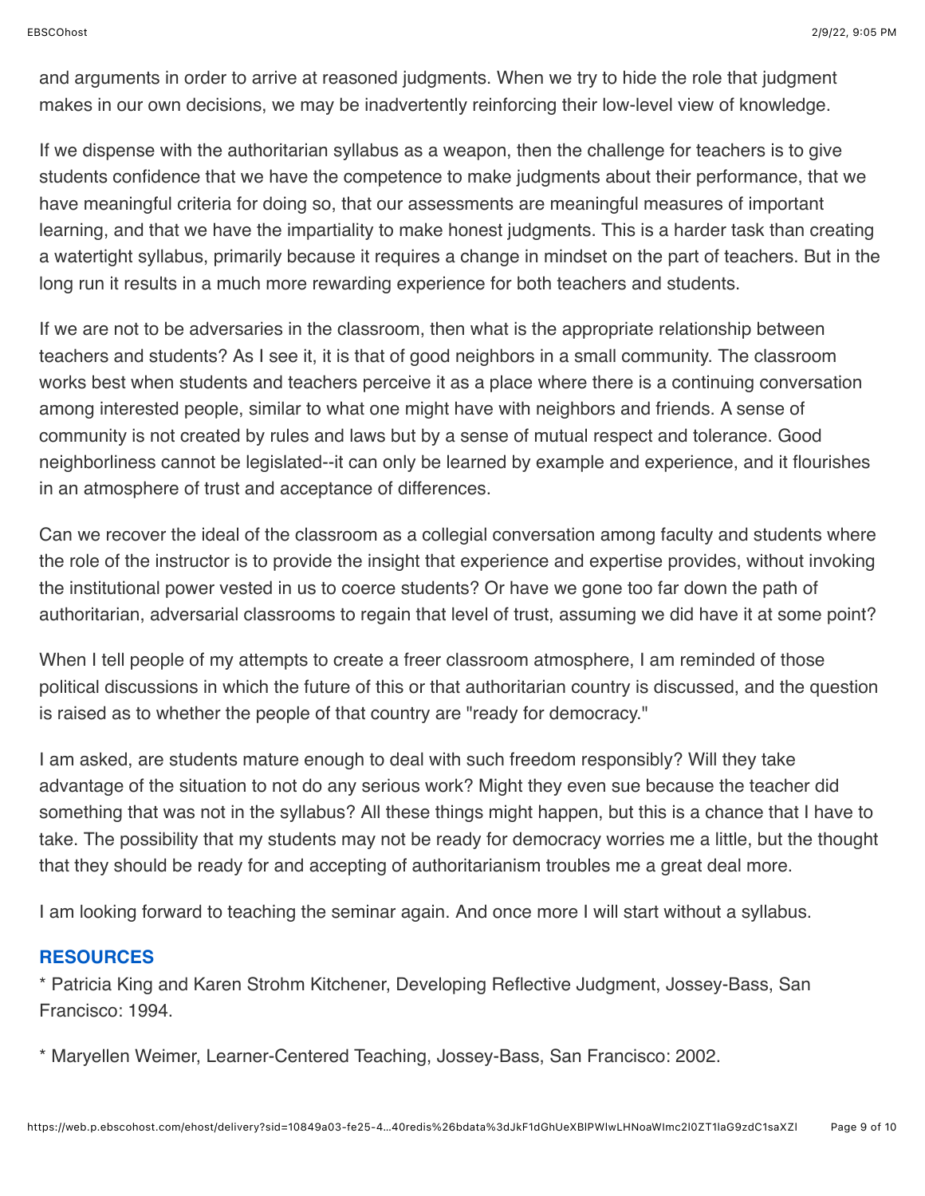and arguments in order to arrive at reasoned judgments. When we try to hide the role that judgment makes in our own decisions, we may be inadvertently reinforcing their low-level view of knowledge.

If we dispense with the authoritarian syllabus as a weapon, then the challenge for teachers is to give students confidence that we have the competence to make judgments about their performance, that we have meaningful criteria for doing so, that our assessments are meaningful measures of important learning, and that we have the impartiality to make honest judgments. This is a harder task than creating a watertight syllabus, primarily because it requires a change in mindset on the part of teachers. But in the long run it results in a much more rewarding experience for both teachers and students.

If we are not to be adversaries in the classroom, then what is the appropriate relationship between teachers and students? As I see it, it is that of good neighbors in a small community. The classroom works best when students and teachers perceive it as a place where there is a continuing conversation among interested people, similar to what one might have with neighbors and friends. A sense of community is not created by rules and laws but by a sense of mutual respect and tolerance. Good neighborliness cannot be legislated--it can only be learned by example and experience, and it flourishes in an atmosphere of trust and acceptance of differences.

Can we recover the ideal of the classroom as a collegial conversation among faculty and students where the role of the instructor is to provide the insight that experience and expertise provides, without invoking the institutional power vested in us to coerce students? Or have we gone too far down the path of authoritarian, adversarial classrooms to regain that level of trust, assuming we did have it at some point?

When I tell people of my attempts to create a freer classroom atmosphere, I am reminded of those political discussions in which the future of this or that authoritarian country is discussed, and the question is raised as to whether the people of that country are "ready for democracy."

I am asked, are students mature enough to deal with such freedom responsibly? Will they take advantage of the situation to not do any serious work? Might they even sue because the teacher did something that was not in the syllabus? All these things might happen, but this is a chance that I have to take. The possibility that my students may not be ready for democracy worries me a little, but the thought that they should be ready for and accepting of authoritarianism troubles me a great deal more.

I am looking forward to teaching the seminar again. And once more I will start without a syllabus.

## RESOURCES

* Patricia King and Karen Strohm Kitchener, Developing Reflective Judgment, Jossey-Bass, San Francisco: 1994.

* Maryellen Weimer, Learner-Centered Teaching, Jossey-Bass, San Francisco: 2002.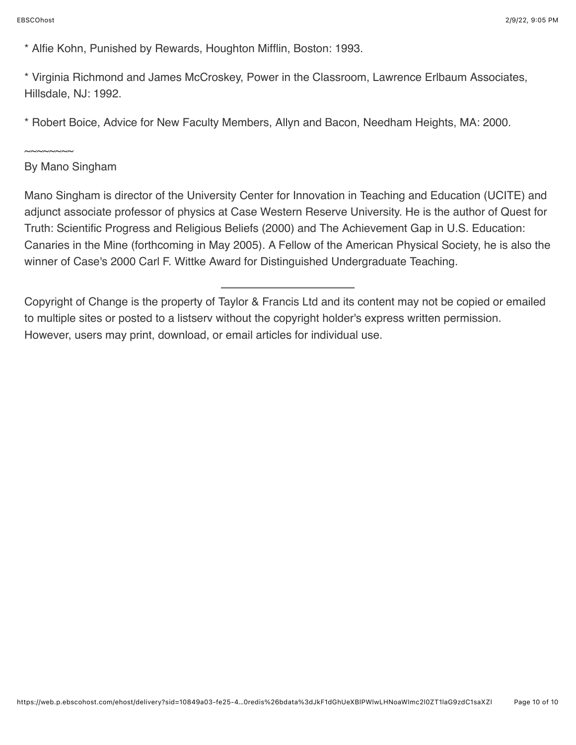* Alfie Kohn, Punished by Rewards, Houghton Mifflin, Boston: 1993.

* Virginia Richmond and James McCroskey, Power in the Classroom, Lawrence Erlbaum Associates, Hillsdale, NJ: 1992.

* Robert Boice, Advice for New Faculty Members, Allyn and Bacon, Needham Heights, MA: 2000.

~~~~~~~~

By Mano Singham

Mano Singham is director of the University Center for Innovation in Teaching and Education (UCITE) and adjunct associate professor of physics at Case Western Reserve University. He is the author of Quest for Truth: Scientific Progress and Religious Beliefs (2000) and The Achievement Gap in U.S. Education: Canaries in the Mine (forthcoming in May 2005). A Fellow of the American Physical Society, he is also the winner of Case's 2000 Carl F. Wittke Award for Distinguished Undergraduate Teaching.

---

Copyright of Change is the property of Taylor & Francis Ltd and its content may not be copied or emailed to multiple sites or posted to a listserv without the copyright holder's express written permission. However, users may print, download, or email articles for individual use.